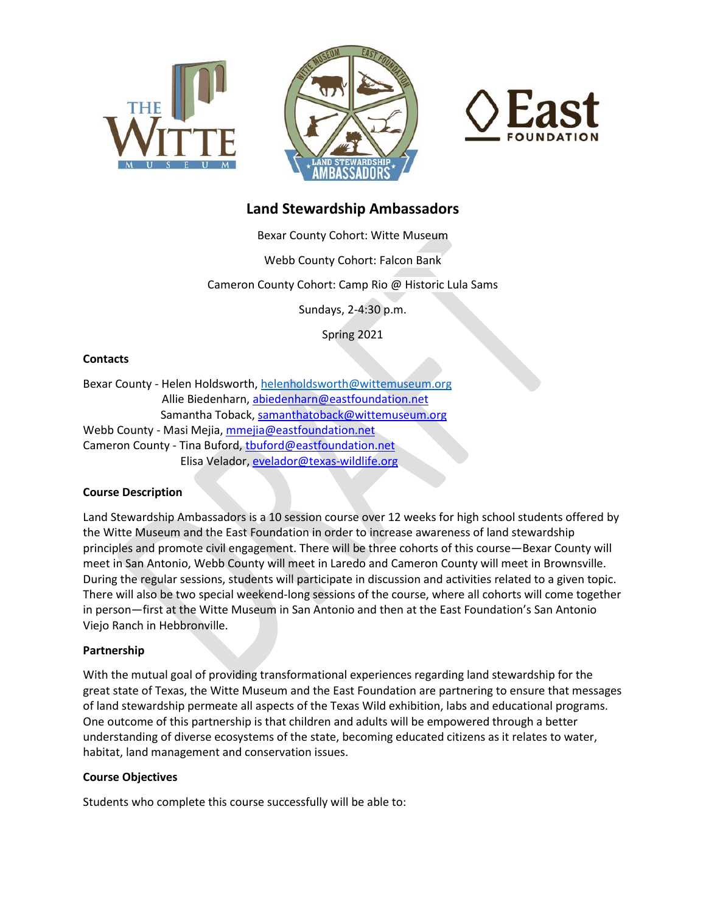# Land Stewardship Ambassadors

Bexar County Cohort: Witte Museum

Webb County Cohort: Falcon Bank

Cameron County Cohort: Camp Rio @ Historic Lula Sams

Sundays, 2-4:30 p.m.

Spring 2021

**Contacts**

Bexar County - Helen Holdsworth, helenholdsworth@wittemuseum.org
Allie Biedenharn, abiedenharn@eastfoundation.net
Samantha Toback, samanthatoback@wittemuseum.org
Webb County - Masi Mejia, mmejia@eastfoundation.net
Cameron County - Tina Buford, tbuford@eastfoundation.net
Elisa Velador, evelador@texas-wildlife.org

**Course Description**

Land Stewardship Ambassadors is a 10 session course over 12 weeks for high school students offered by the Witte Museum and the East Foundation in order to increase awareness of land stewardship principles and promote civil engagement. There will be three cohorts of this course—Bexar County will meet in San Antonio, Webb County will meet in Laredo and Cameron County will meet in Brownsville. During the regular sessions, students will participate in discussion and activities related to a given topic. There will also be two special weekend-long sessions of the course, where all cohorts will come together in person—first at the Witte Museum in San Antonio and then at the East Foundation's San Antonio Viejo Ranch in Hebbronville.

**Partnership**

With the mutual goal of providing transformational experiences regarding land stewardship for the great state of Texas, the Witte Museum and the East Foundation are partnering to ensure that messages of land stewardship permeate all aspects of the Texas Wild exhibition, labs and educational programs. One outcome of this partnership is that children and adults will be empowered through a better understanding of diverse ecosystems of the state, becoming educated citizens as it relates to water, habitat, land management and conservation issues.

**Course Objectives**

Students who complete this course successfully will be able to: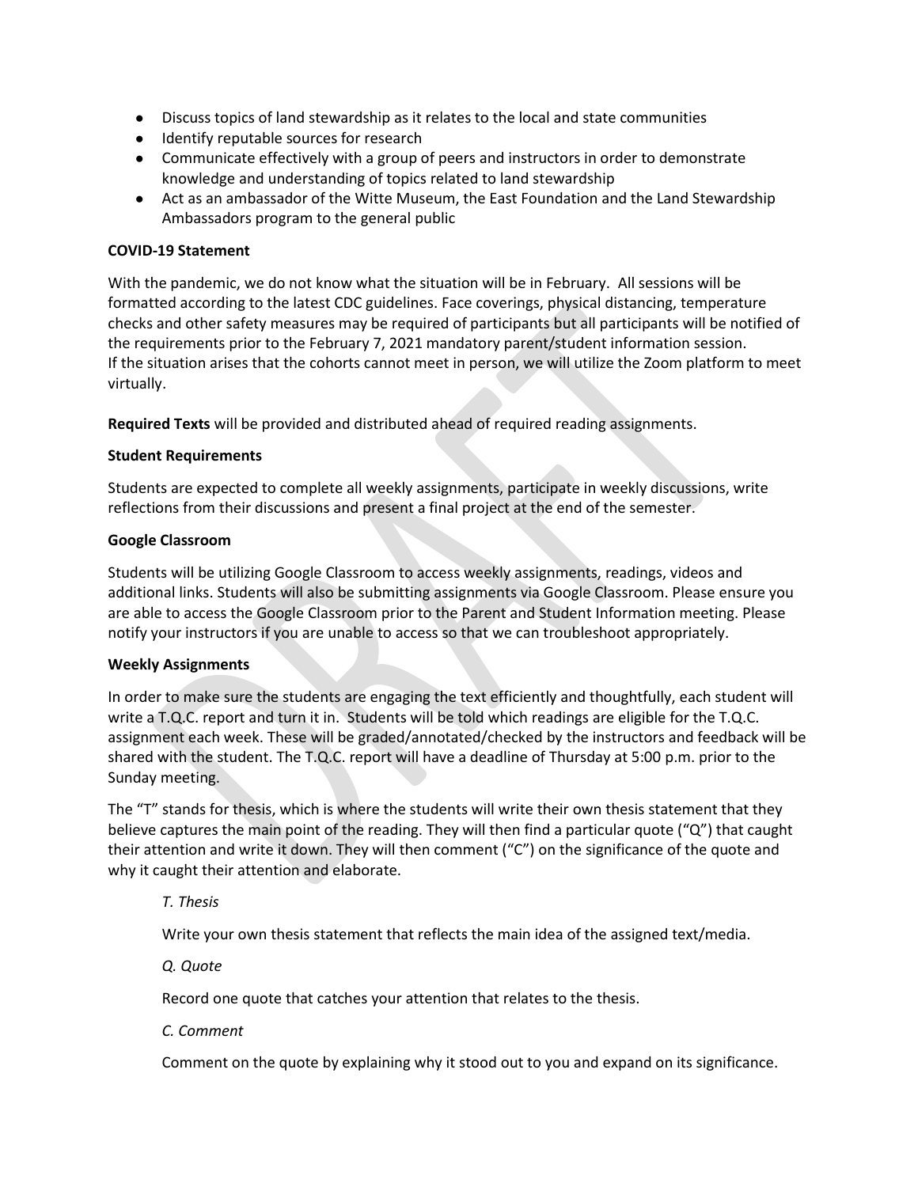- Discuss topics of land stewardship as it relates to the local and state communities
- Identify reputable sources for research
- Communicate effectively with a group of peers and instructors in order to demonstrate knowledge and understanding of topics related to land stewardship
- Act as an ambassador of the Witte Museum, the East Foundation and the Land Stewardship Ambassadors program to the general public

**COVID-19 Statement**

With the pandemic, we do not know what the situation will be in February. All sessions will be formatted according to the latest CDC guidelines. Face coverings, physical distancing, temperature checks and other safety measures may be required of participants but all participants will be notified of the requirements prior to the February 7, 2021 mandatory parent/student information session. If the situation arises that the cohorts cannot meet in person, we will utilize the Zoom platform to meet virtually.

**Required Texts** will be provided and distributed ahead of required reading assignments.

**Student Requirements**

Students are expected to complete all weekly assignments, participate in weekly discussions, write reflections from their discussions and present a final project at the end of the semester.

**Google Classroom**

Students will be utilizing Google Classroom to access weekly assignments, readings, videos and additional links. Students will also be submitting assignments via Google Classroom. Please ensure you are able to access the Google Classroom prior to the Parent and Student Information meeting. Please notify your instructors if you are unable to access so that we can troubleshoot appropriately.

**Weekly Assignments**

In order to make sure the students are engaging the text efficiently and thoughtfully, each student will write a T.Q.C. report and turn it in. Students will be told which readings are eligible for the T.Q.C. assignment each week. These will be graded/annotated/checked by the instructors and feedback will be shared with the student. The T.Q.C. report will have a deadline of Thursday at 5:00 p.m. prior to the Sunday meeting.

The "T" stands for thesis, which is where the students will write their own thesis statement that they believe captures the main point of the reading. They will then find a particular quote ("Q") that caught their attention and write it down. They will then comment ("C") on the significance of the quote and why it caught their attention and elaborate.

*T. Thesis*

Write your own thesis statement that reflects the main idea of the assigned text/media.

*Q. Quote*

Record one quote that catches your attention that relates to the thesis.

*C. Comment*

Comment on the quote by explaining why it stood out to you and expand on its significance.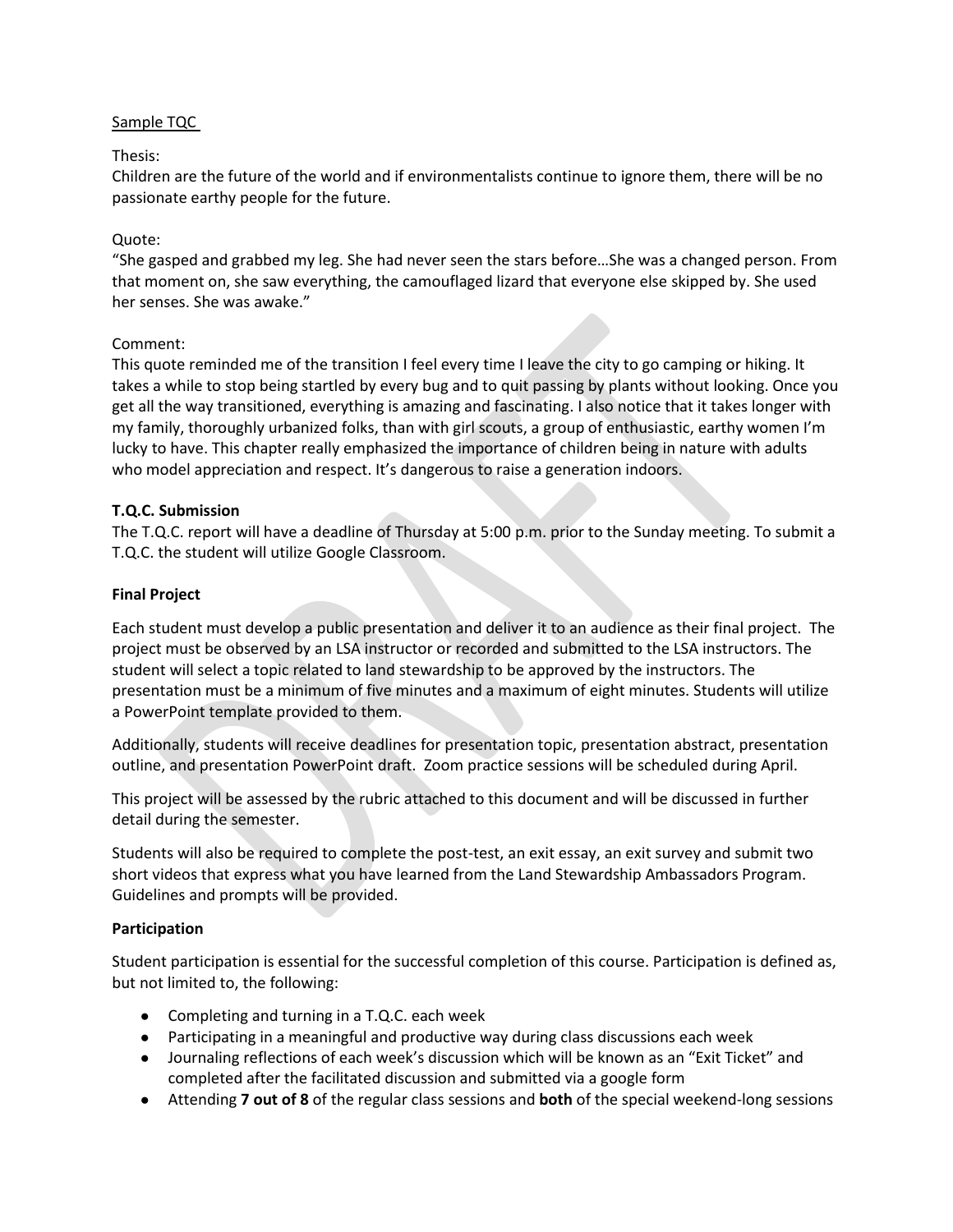Sample TQC

Thesis:
Children are the future of the world and if environmentalists continue to ignore them, there will be no passionate earthy people for the future.

Quote:
"She gasped and grabbed my leg. She had never seen the stars before…She was a changed person. From that moment on, she saw everything, the camouflaged lizard that everyone else skipped by. She used her senses. She was awake."

Comment:
This quote reminded me of the transition I feel every time I leave the city to go camping or hiking. It takes a while to stop being startled by every bug and to quit passing by plants without looking. Once you get all the way transitioned, everything is amazing and fascinating. I also notice that it takes longer with my family, thoroughly urbanized folks, than with girl scouts, a group of enthusiastic, earthy women I'm lucky to have. This chapter really emphasized the importance of children being in nature with adults who model appreciation and respect. It's dangerous to raise a generation indoors.

**T.Q.C. Submission**

The T.Q.C. report will have a deadline of Thursday at 5:00 p.m. prior to the Sunday meeting. To submit a T.Q.C. the student will utilize Google Classroom.

**Final Project**

Each student must develop a public presentation and deliver it to an audience as their final project. The project must be observed by an LSA instructor or recorded and submitted to the LSA instructors. The student will select a topic related to land stewardship to be approved by the instructors. The presentation must be a minimum of five minutes and a maximum of eight minutes. Students will utilize a PowerPoint template provided to them.

Additionally, students will receive deadlines for presentation topic, presentation abstract, presentation outline, and presentation PowerPoint draft. Zoom practice sessions will be scheduled during April.

This project will be assessed by the rubric attached to this document and will be discussed in further detail during the semester.

Students will also be required to complete the post-test, an exit essay, an exit survey and submit two short videos that express what you have learned from the Land Stewardship Ambassadors Program. Guidelines and prompts will be provided.

**Participation**

Student participation is essential for the successful completion of this course. Participation is defined as, but not limited to, the following:

- Completing and turning in a T.Q.C. each week
- Participating in a meaningful and productive way during class discussions each week
- Journaling reflections of each week's discussion which will be known as an "Exit Ticket" and completed after the facilitated discussion and submitted via a google form
- Attending **7 out of 8** of the regular class sessions and **both** of the special weekend-long sessions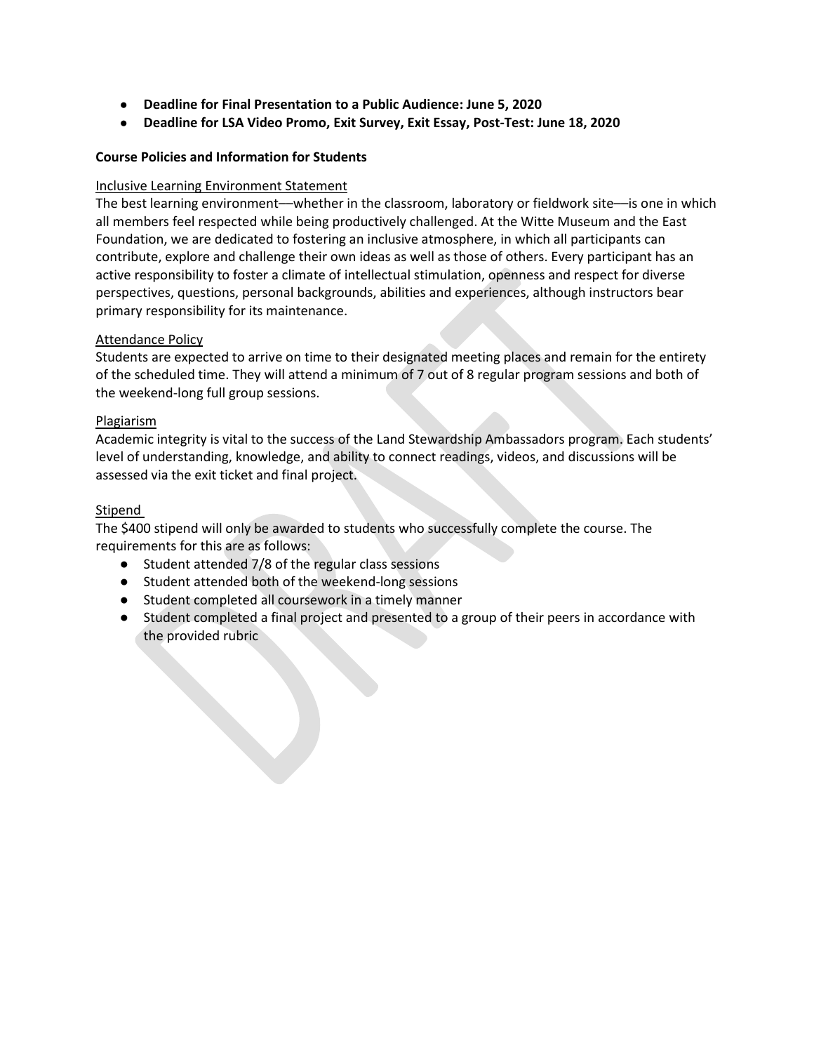- **Deadline for Final Presentation to a Public Audience: June 5, 2020**
- **Deadline for LSA Video Promo, Exit Survey, Exit Essay, Post-Test: June 18, 2020**

**Course Policies and Information for Students**

Inclusive Learning Environment Statement

The best learning environment—whether in the classroom, laboratory or fieldwork site—is one in which all members feel respected while being productively challenged. At the Witte Museum and the East Foundation, we are dedicated to fostering an inclusive atmosphere, in which all participants can contribute, explore and challenge their own ideas as well as those of others. Every participant has an active responsibility to foster a climate of intellectual stimulation, openness and respect for diverse perspectives, questions, personal backgrounds, abilities and experiences, although instructors bear primary responsibility for its maintenance.

Attendance Policy

Students are expected to arrive on time to their designated meeting places and remain for the entirety of the scheduled time. They will attend a minimum of 7 out of 8 regular program sessions and both of the weekend-long full group sessions.

Plagiarism

Academic integrity is vital to the success of the Land Stewardship Ambassadors program. Each students' level of understanding, knowledge, and ability to connect readings, videos, and discussions will be assessed via the exit ticket and final project.

Stipend

The $400 stipend will only be awarded to students who successfully complete the course. The requirements for this are as follows:

- Student attended 7/8 of the regular class sessions
- Student attended both of the weekend-long sessions
- Student completed all coursework in a timely manner
- Student completed a final project and presented to a group of their peers in accordance with the provided rubric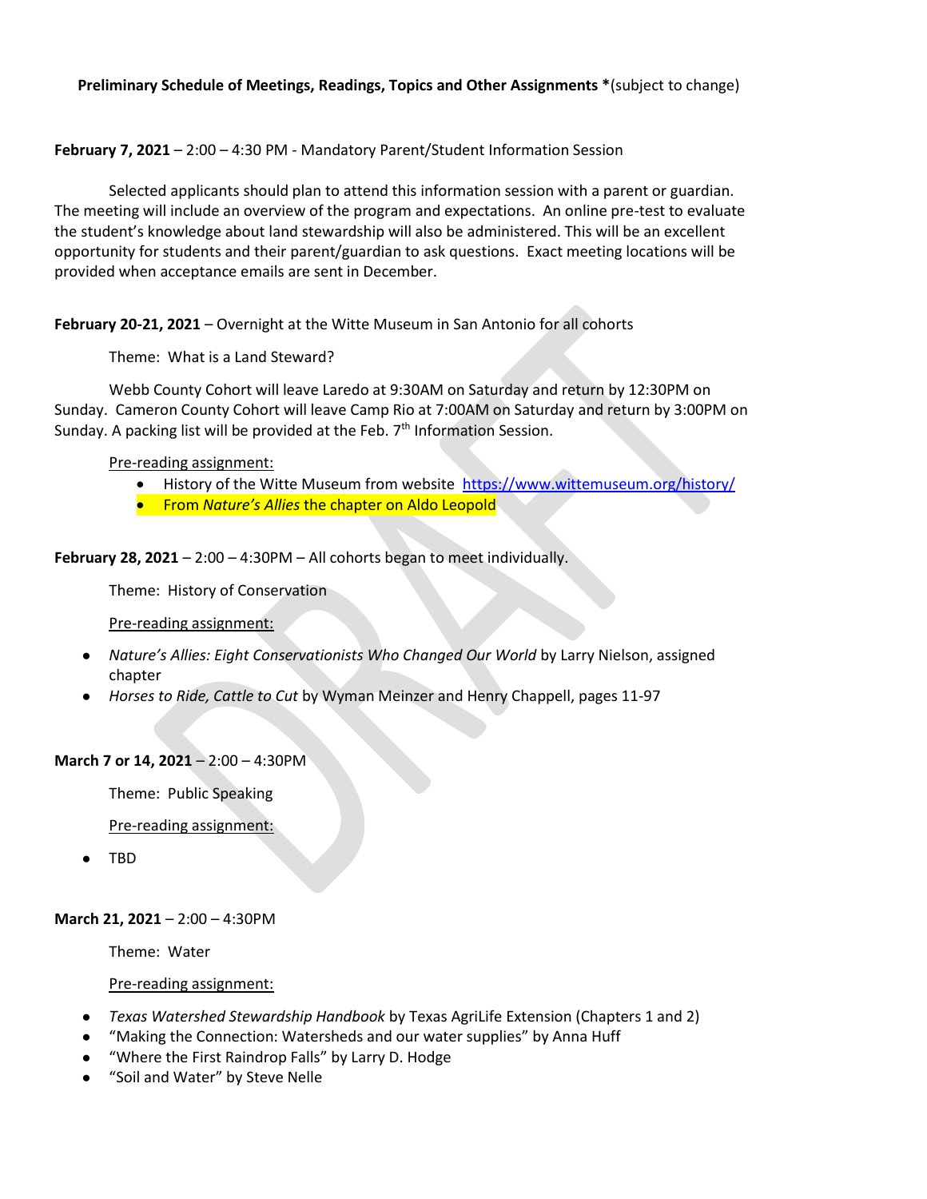**Preliminary Schedule of Meetings, Readings, Topics and Other Assignments ***(subject to change)

**February 7, 2021** – 2:00 – 4:30 PM - Mandatory Parent/Student Information Session

Selected applicants should plan to attend this information session with a parent or guardian. The meeting will include an overview of the program and expectations. An online pre-test to evaluate the student's knowledge about land stewardship will also be administered. This will be an excellent opportunity for students and their parent/guardian to ask questions. Exact meeting locations will be provided when acceptance emails are sent in December.

**February 20-21, 2021** – Overnight at the Witte Museum in San Antonio for all cohorts

Theme: What is a Land Steward?

Webb County Cohort will leave Laredo at 9:30AM on Saturday and return by 12:30PM on Sunday. Cameron County Cohort will leave Camp Rio at 7:00AM on Saturday and return by 3:00PM on Sunday. A packing list will be provided at the Feb. 7th Information Session.

Pre-reading assignment:

- History of the Witte Museum from website https://www.wittemuseum.org/history/
- From *Nature's Allies* the chapter on Aldo Leopold

**February 28, 2021** – 2:00 – 4:30PM – All cohorts began to meet individually.

Theme: History of Conservation

Pre-reading assignment:

- *Nature's Allies: Eight Conservationists Who Changed Our World* by Larry Nielson, assigned chapter
- *Horses to Ride, Cattle to Cut* by Wyman Meinzer and Henry Chappell, pages 11-97

**March 7 or 14, 2021** – 2:00 – 4:30PM

Theme: Public Speaking

Pre-reading assignment:

- TBD

**March 21, 2021** – 2:00 – 4:30PM

Theme: Water

Pre-reading assignment:

- *Texas Watershed Stewardship Handbook* by Texas AgriLife Extension (Chapters 1 and 2)
- "Making the Connection: Watersheds and our water supplies" by Anna Huff
- "Where the First Raindrop Falls" by Larry D. Hodge
- "Soil and Water" by Steve Nelle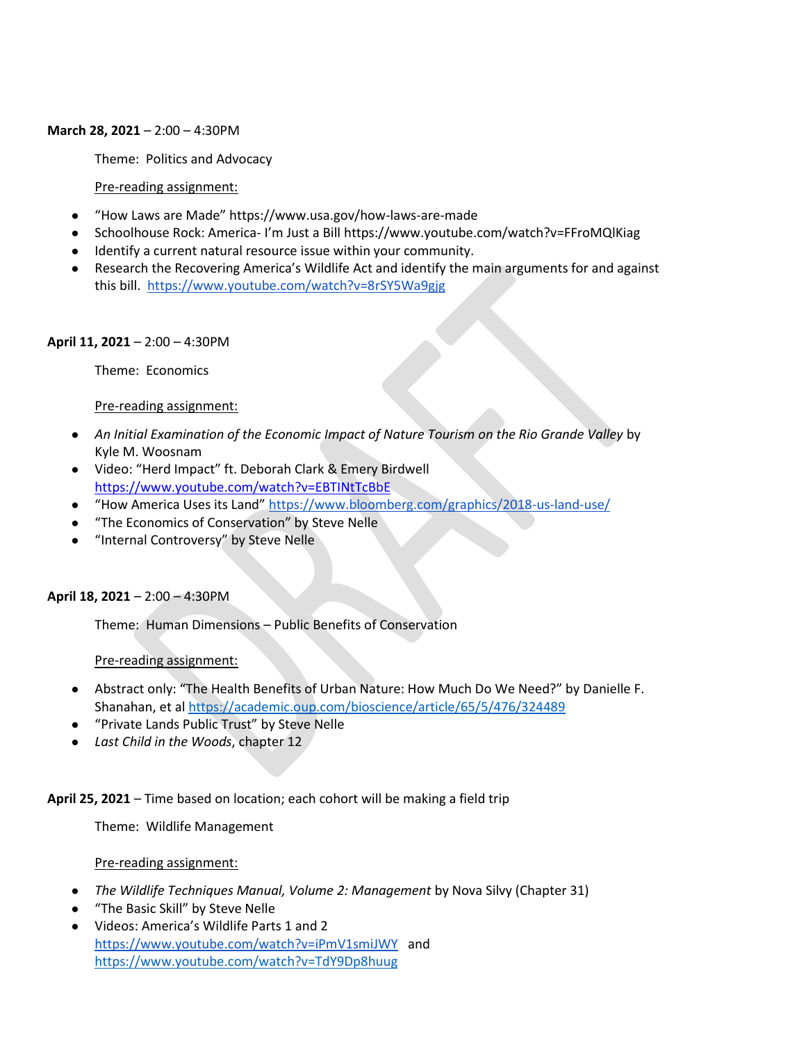**March 28, 2021** – 2:00 – 4:30PM

Theme: Politics and Advocacy

Pre-reading assignment:

- "How Laws are Made" https://www.usa.gov/how-laws-are-made
- Schoolhouse Rock: America- I'm Just a Bill https://www.youtube.com/watch?v=FFroMQlKiag
- Identify a current natural resource issue within your community.
- Research the Recovering America's Wildlife Act and identify the main arguments for and against this bill. https://www.youtube.com/watch?v=8rSY5Wa9gjg

**April 11, 2021** – 2:00 – 4:30PM

Theme: Economics

Pre-reading assignment:

- *An Initial Examination of the Economic Impact of Nature Tourism on the Rio Grande Valley* by Kyle M. Woosnam
- Video: "Herd Impact" ft. Deborah Clark & Emery Birdwell https://www.youtube.com/watch?v=EBTINtTcBbE
- "How America Uses its Land" https://www.bloomberg.com/graphics/2018-us-land-use/
- "The Economics of Conservation" by Steve Nelle
- "Internal Controversy" by Steve Nelle

**April 18, 2021** – 2:00 – 4:30PM

Theme: Human Dimensions – Public Benefits of Conservation

Pre-reading assignment:

- Abstract only: "The Health Benefits of Urban Nature: How Much Do We Need?" by Danielle F. Shanahan, et al https://academic.oup.com/bioscience/article/65/5/476/324489
- "Private Lands Public Trust" by Steve Nelle
- *Last Child in the Woods*, chapter 12

**April 25, 2021** – Time based on location; each cohort will be making a field trip

Theme: Wildlife Management

Pre-reading assignment:

- *The Wildlife Techniques Manual, Volume 2: Management* by Nova Silvy (Chapter 31)
- "The Basic Skill" by Steve Nelle
- Videos: America's Wildlife Parts 1 and 2 https://www.youtube.com/watch?v=iPmV1smiJWY and https://www.youtube.com/watch?v=TdY9Dp8huug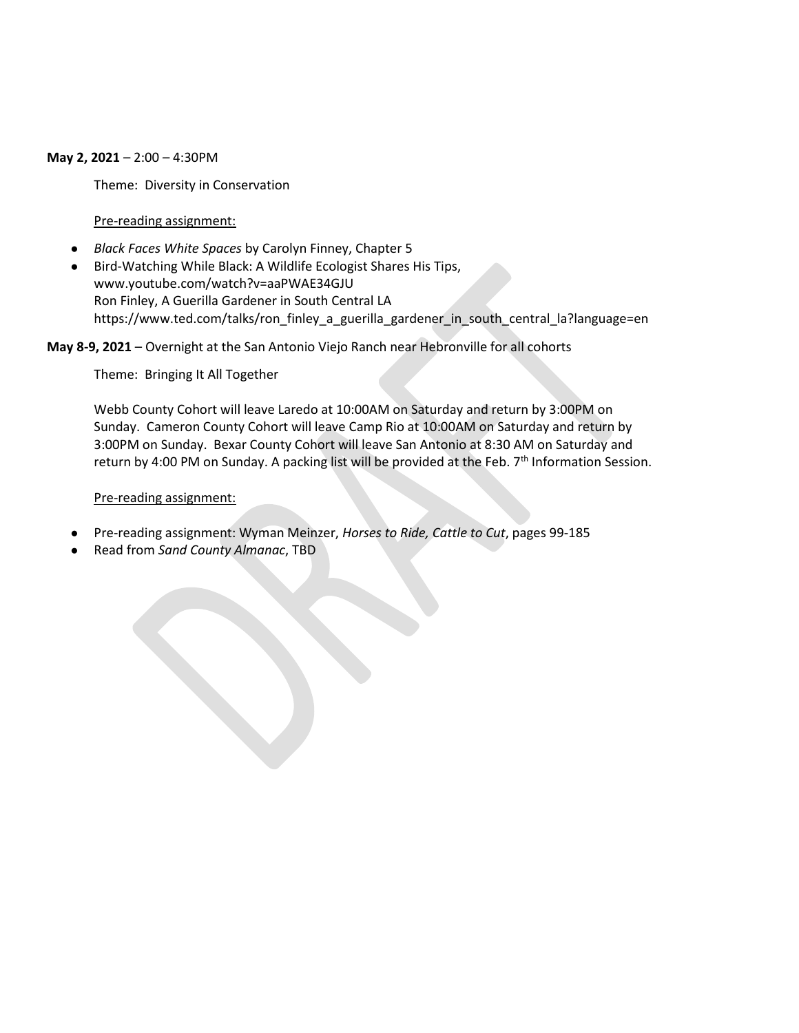**May 2, 2021** – 2:00 – 4:30PM

Theme: Diversity in Conservation

Pre-reading assignment:

- *Black Faces White Spaces* by Carolyn Finney, Chapter 5
- Bird-Watching While Black: A Wildlife Ecologist Shares His Tips, www.youtube.com/watch?v=aaPWAE34GJU
  Ron Finley, A Guerilla Gardener in South Central LA https://www.ted.com/talks/ron_finley_a_guerilla_gardener_in_south_central_la?language=en

**May 8-9, 2021** – Overnight at the San Antonio Viejo Ranch near Hebronville for all cohorts

Theme: Bringing It All Together

Webb County Cohort will leave Laredo at 10:00AM on Saturday and return by 3:00PM on Sunday. Cameron County Cohort will leave Camp Rio at 10:00AM on Saturday and return by 3:00PM on Sunday. Bexar County Cohort will leave San Antonio at 8:30 AM on Saturday and return by 4:00 PM on Sunday. A packing list will be provided at the Feb. 7th Information Session.

Pre-reading assignment:

- Pre-reading assignment: Wyman Meinzer, *Horses to Ride, Cattle to Cut*, pages 99-185
- Read from *Sand County Almanac*, TBD